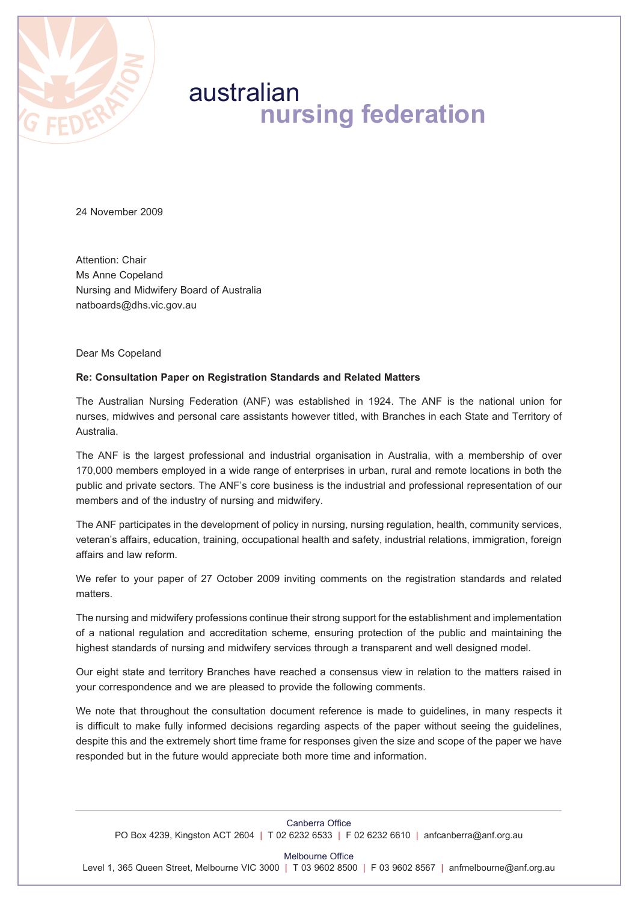# australian nursing federation

24 November 2009

Attention: Chair
Ms Anne Copeland
Nursing and Midwifery Board of Australia
natboards@dhs.vic.gov.au

Dear Ms Copeland

**Re: Consultation Paper on Registration Standards and Related Matters**

The Australian Nursing Federation (ANF) was established in 1924. The ANF is the national union for nurses, midwives and personal care assistants however titled, with Branches in each State and Territory of Australia.

The ANF is the largest professional and industrial organisation in Australia, with a membership of over 170,000 members employed in a wide range of enterprises in urban, rural and remote locations in both the public and private sectors. The ANF's core business is the industrial and professional representation of our members and of the industry of nursing and midwifery.

The ANF participates in the development of policy in nursing, nursing regulation, health, community services, veteran's affairs, education, training, occupational health and safety, industrial relations, immigration, foreign affairs and law reform.

We refer to your paper of 27 October 2009 inviting comments on the registration standards and related matters.

The nursing and midwifery professions continue their strong support for the establishment and implementation of a national regulation and accreditation scheme, ensuring protection of the public and maintaining the highest standards of nursing and midwifery services through a transparent and well designed model.

Our eight state and territory Branches have reached a consensus view in relation to the matters raised in your correspondence and we are pleased to provide the following comments.

We note that throughout the consultation document reference is made to guidelines, in many respects it is difficult to make fully informed decisions regarding aspects of the paper without seeing the guidelines, despite this and the extremely short time frame for responses given the size and scope of the paper we have responded but in the future would appreciate both more time and information.

Canberra Office
PO Box 4239, Kingston ACT 2604 | T 02 6232 6533 | F 02 6232 6610 | anfcanberra@anf.org.au

Melbourne Office
Level 1, 365 Queen Street, Melbourne VIC 3000 | T 03 9602 8500 | F 03 9602 8567 | anfmelbourne@anf.org.au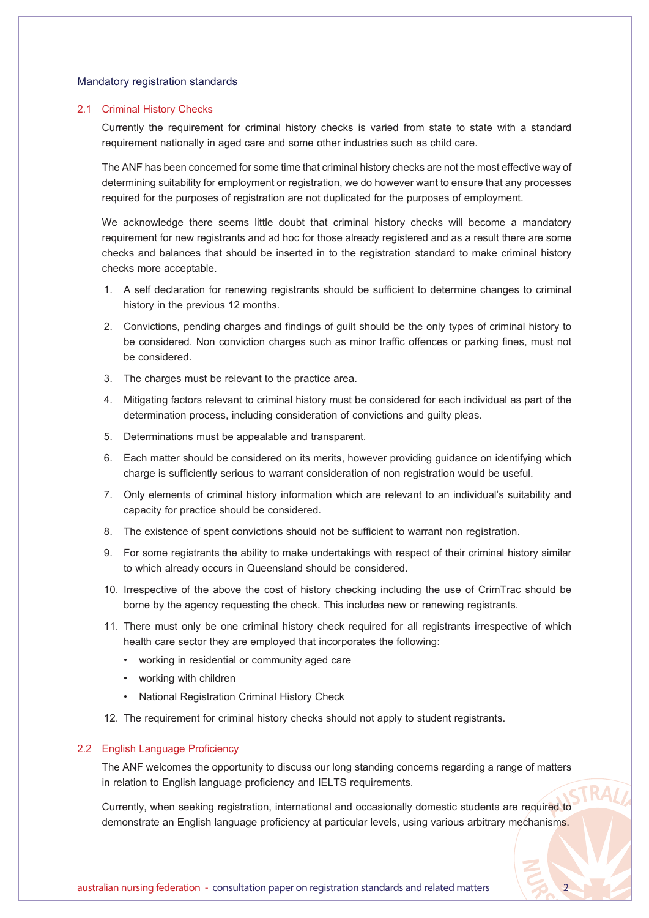## Mandatory registration standards

### 2.1 Criminal History Checks

Currently the requirement for criminal history checks is varied from state to state with a standard requirement nationally in aged care and some other industries such as child care.

The ANF has been concerned for some time that criminal history checks are not the most effective way of determining suitability for employment or registration, we do however want to ensure that any processes required for the purposes of registration are not duplicated for the purposes of employment.

We acknowledge there seems little doubt that criminal history checks will become a mandatory requirement for new registrants and ad hoc for those already registered and as a result there are some checks and balances that should be inserted in to the registration standard to make criminal history checks more acceptable.

1. A self declaration for renewing registrants should be sufficient to determine changes to criminal history in the previous 12 months.
2. Convictions, pending charges and findings of guilt should be the only types of criminal history to be considered. Non conviction charges such as minor traffic offences or parking fines, must not be considered.
3. The charges must be relevant to the practice area.
4. Mitigating factors relevant to criminal history must be considered for each individual as part of the determination process, including consideration of convictions and guilty pleas.
5. Determinations must be appealable and transparent.
6. Each matter should be considered on its merits, however providing guidance on identifying which charge is sufficiently serious to warrant consideration of non registration would be useful.
7. Only elements of criminal history information which are relevant to an individual's suitability and capacity for practice should be considered.
8. The existence of spent convictions should not be sufficient to warrant non registration.
9. For some registrants the ability to make undertakings with respect of their criminal history similar to which already occurs in Queensland should be considered.
10. Irrespective of the above the cost of history checking including the use of CrimTrac should be borne by the agency requesting the check. This includes new or renewing registrants.
11. There must only be one criminal history check required for all registrants irrespective of which health care sector they are employed that incorporates the following:
    - working in residential or community aged care
    - working with children
    - National Registration Criminal History Check
12. The requirement for criminal history checks should not apply to student registrants.

### 2.2 English Language Proficiency

The ANF welcomes the opportunity to discuss our long standing concerns regarding a range of matters in relation to English language proficiency and IELTS requirements.

Currently, when seeking registration, international and occasionally domestic students are required to demonstrate an English language proficiency at particular levels, using various arbitrary mechanisms.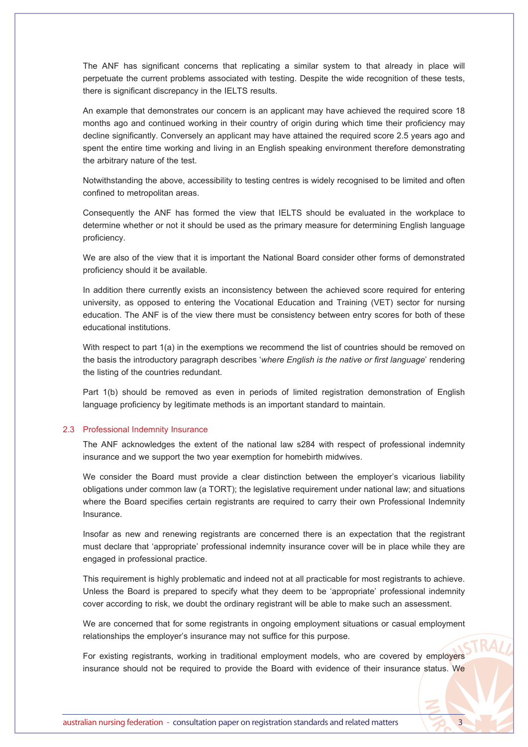The ANF has significant concerns that replicating a similar system to that already in place will perpetuate the current problems associated with testing. Despite the wide recognition of these tests, there is significant discrepancy in the IELTS results.

An example that demonstrates our concern is an applicant may have achieved the required score 18 months ago and continued working in their country of origin during which time their proficiency may decline significantly. Conversely an applicant may have attained the required score 2.5 years ago and spent the entire time working and living in an English speaking environment therefore demonstrating the arbitrary nature of the test.

Notwithstanding the above, accessibility to testing centres is widely recognised to be limited and often confined to metropolitan areas.

Consequently the ANF has formed the view that IELTS should be evaluated in the workplace to determine whether or not it should be used as the primary measure for determining English language proficiency.

We are also of the view that it is important the National Board consider other forms of demonstrated proficiency should it be available.

In addition there currently exists an inconsistency between the achieved score required for entering university, as opposed to entering the Vocational Education and Training (VET) sector for nursing education. The ANF is of the view there must be consistency between entry scores for both of these educational institutions.

With respect to part 1(a) in the exemptions we recommend the list of countries should be removed on the basis the introductory paragraph describes '*where English is the native or first language*' rendering the listing of the countries redundant.

Part 1(b) should be removed as even in periods of limited registration demonstration of English language proficiency by legitimate methods is an important standard to maintain.

### 2.3 Professional Indemnity Insurance

The ANF acknowledges the extent of the national law s284 with respect of professional indemnity insurance and we support the two year exemption for homebirth midwives.

We consider the Board must provide a clear distinction between the employer's vicarious liability obligations under common law (a TORT); the legislative requirement under national law; and situations where the Board specifies certain registrants are required to carry their own Professional Indemnity Insurance.

Insofar as new and renewing registrants are concerned there is an expectation that the registrant must declare that 'appropriate' professional indemnity insurance cover will be in place while they are engaged in professional practice.

This requirement is highly problematic and indeed not at all practicable for most registrants to achieve. Unless the Board is prepared to specify what they deem to be 'appropriate' professional indemnity cover according to risk, we doubt the ordinary registrant will be able to make such an assessment.

We are concerned that for some registrants in ongoing employment situations or casual employment relationships the employer's insurance may not suffice for this purpose.

For existing registrants, working in traditional employment models, who are covered by employers insurance should not be required to provide the Board with evidence of their insurance status. We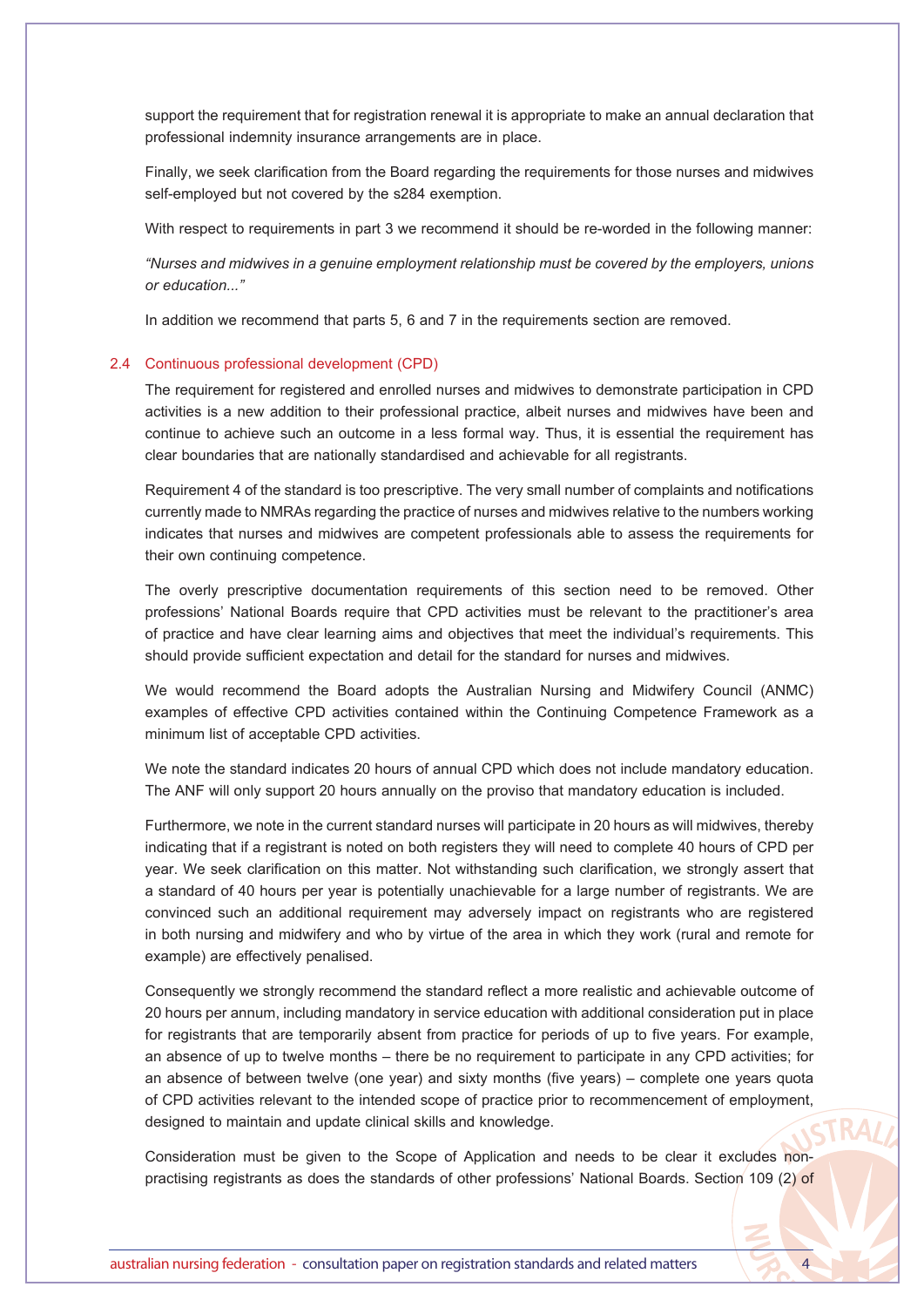support the requirement that for registration renewal it is appropriate to make an annual declaration that professional indemnity insurance arrangements are in place.

Finally, we seek clarification from the Board regarding the requirements for those nurses and midwives self-employed but not covered by the s284 exemption.

With respect to requirements in part 3 we recommend it should be re-worded in the following manner:

*"Nurses and midwives in a genuine employment relationship must be covered by the employers, unions or education..."*

In addition we recommend that parts 5, 6 and 7 in the requirements section are removed.

## 2.4 Continuous professional development (CPD)

The requirement for registered and enrolled nurses and midwives to demonstrate participation in CPD activities is a new addition to their professional practice, albeit nurses and midwives have been and continue to achieve such an outcome in a less formal way. Thus, it is essential the requirement has clear boundaries that are nationally standardised and achievable for all registrants.

Requirement 4 of the standard is too prescriptive. The very small number of complaints and notifications currently made to NMRAs regarding the practice of nurses and midwives relative to the numbers working indicates that nurses and midwives are competent professionals able to assess the requirements for their own continuing competence.

The overly prescriptive documentation requirements of this section need to be removed. Other professions' National Boards require that CPD activities must be relevant to the practitioner's area of practice and have clear learning aims and objectives that meet the individual's requirements. This should provide sufficient expectation and detail for the standard for nurses and midwives.

We would recommend the Board adopts the Australian Nursing and Midwifery Council (ANMC) examples of effective CPD activities contained within the Continuing Competence Framework as a minimum list of acceptable CPD activities.

We note the standard indicates 20 hours of annual CPD which does not include mandatory education. The ANF will only support 20 hours annually on the proviso that mandatory education is included.

Furthermore, we note in the current standard nurses will participate in 20 hours as will midwives, thereby indicating that if a registrant is noted on both registers they will need to complete 40 hours of CPD per year. We seek clarification on this matter. Not withstanding such clarification, we strongly assert that a standard of 40 hours per year is potentially unachievable for a large number of registrants. We are convinced such an additional requirement may adversely impact on registrants who are registered in both nursing and midwifery and who by virtue of the area in which they work (rural and remote for example) are effectively penalised.

Consequently we strongly recommend the standard reflect a more realistic and achievable outcome of 20 hours per annum, including mandatory in service education with additional consideration put in place for registrants that are temporarily absent from practice for periods of up to five years. For example, an absence of up to twelve months – there be no requirement to participate in any CPD activities; for an absence of between twelve (one year) and sixty months (five years) – complete one years quota of CPD activities relevant to the intended scope of practice prior to recommencement of employment, designed to maintain and update clinical skills and knowledge.

Consideration must be given to the Scope of Application and needs to be clear it excludes non-practising registrants as does the standards of other professions' National Boards. Section 109 (2) of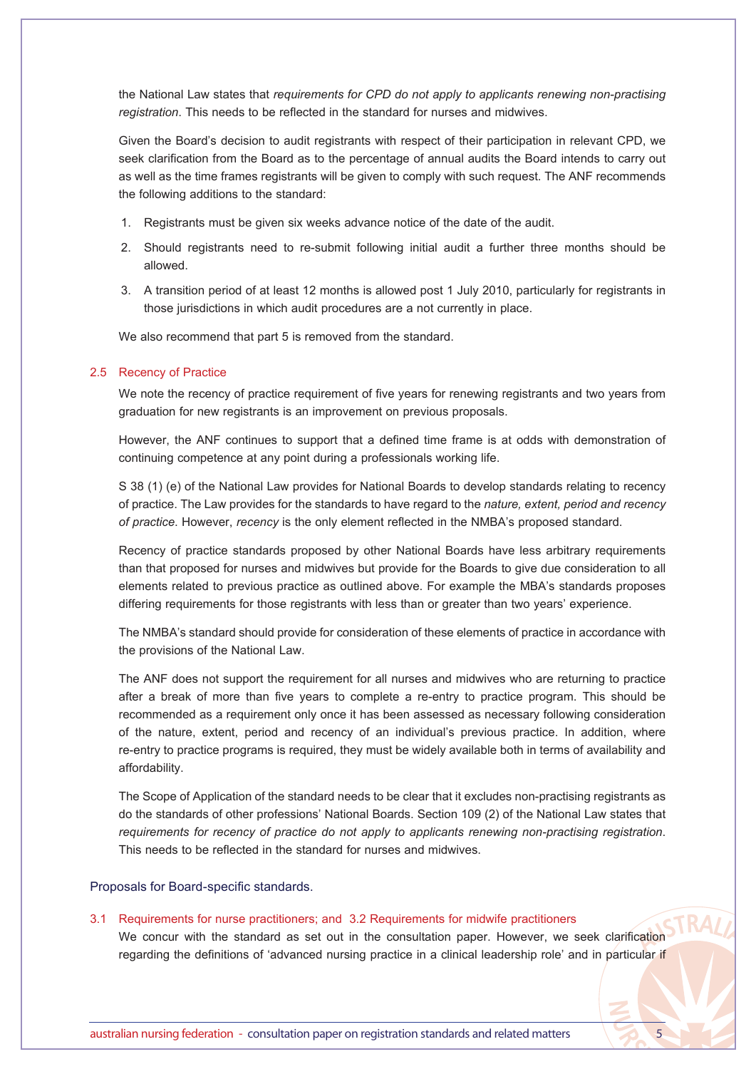the National Law states that *requirements for CPD do not apply to applicants renewing non-practising registration*. This needs to be reflected in the standard for nurses and midwives.

Given the Board's decision to audit registrants with respect of their participation in relevant CPD, we seek clarification from the Board as to the percentage of annual audits the Board intends to carry out as well as the time frames registrants will be given to comply with such request. The ANF recommends the following additions to the standard:

1. Registrants must be given six weeks advance notice of the date of the audit.
2. Should registrants need to re-submit following initial audit a further three months should be allowed.
3. A transition period of at least 12 months is allowed post 1 July 2010, particularly for registrants in those jurisdictions in which audit procedures are a not currently in place.

We also recommend that part 5 is removed from the standard.

### 2.5 Recency of Practice

We note the recency of practice requirement of five years for renewing registrants and two years from graduation for new registrants is an improvement on previous proposals.

However, the ANF continues to support that a defined time frame is at odds with demonstration of continuing competence at any point during a professionals working life.

S 38 (1) (e) of the National Law provides for National Boards to develop standards relating to recency of practice. The Law provides for the standards to have regard to the *nature, extent, period and recency of practice*. However, *recency* is the only element reflected in the NMBA's proposed standard.

Recency of practice standards proposed by other National Boards have less arbitrary requirements than that proposed for nurses and midwives but provide for the Boards to give due consideration to all elements related to previous practice as outlined above. For example the MBA's standards proposes differing requirements for those registrants with less than or greater than two years' experience.

The NMBA's standard should provide for consideration of these elements of practice in accordance with the provisions of the National Law.

The ANF does not support the requirement for all nurses and midwives who are returning to practice after a break of more than five years to complete a re-entry to practice program. This should be recommended as a requirement only once it has been assessed as necessary following consideration of the nature, extent, period and recency of an individual's previous practice. In addition, where re-entry to practice programs is required, they must be widely available both in terms of availability and affordability.

The Scope of Application of the standard needs to be clear that it excludes non-practising registrants as do the standards of other professions' National Boards. Section 109 (2) of the National Law states that *requirements for recency of practice do not apply to applicants renewing non-practising registration*. This needs to be reflected in the standard for nurses and midwives.

## Proposals for Board-specific standards.

### 3.1 Requirements for nurse practitioners; and 3.2 Requirements for midwife practitioners

We concur with the standard as set out in the consultation paper. However, we seek clarification regarding the definitions of 'advanced nursing practice in a clinical leadership role' and in particular if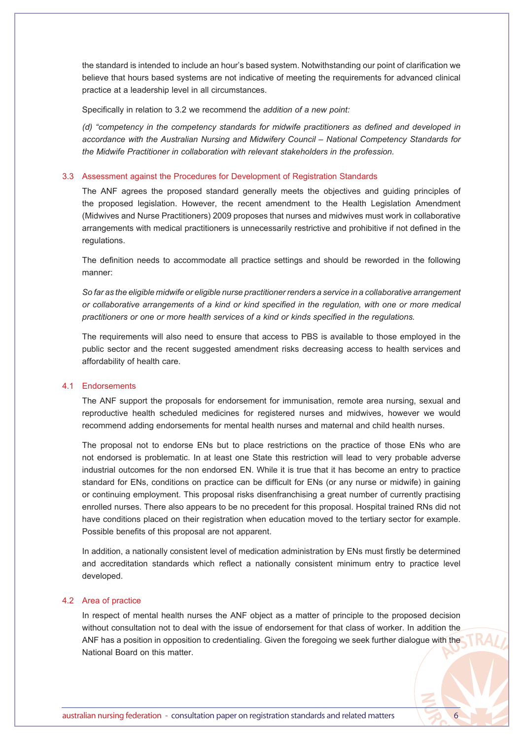the standard is intended to include an hour's based system. Notwithstanding our point of clarification we believe that hours based systems are not indicative of meeting the requirements for advanced clinical practice at a leadership level in all circumstances.

Specifically in relation to 3.2 we recommend the *addition of a new point:*

*(d) "competency in the competency standards for midwife practitioners as defined and developed in accordance with the Australian Nursing and Midwifery Council – National Competency Standards for the Midwife Practitioner in collaboration with relevant stakeholders in the profession.*

### 3.3 Assessment against the Procedures for Development of Registration Standards

The ANF agrees the proposed standard generally meets the objectives and guiding principles of the proposed legislation. However, the recent amendment to the Health Legislation Amendment (Midwives and Nurse Practitioners) 2009 proposes that nurses and midwives must work in collaborative arrangements with medical practitioners is unnecessarily restrictive and prohibitive if not defined in the regulations.

The definition needs to accommodate all practice settings and should be reworded in the following manner:

*So far as the eligible midwife or eligible nurse practitioner renders a service in a collaborative arrangement or collaborative arrangements of a kind or kind specified in the regulation, with one or more medical practitioners or one or more health services of a kind or kinds specified in the regulations.*

The requirements will also need to ensure that access to PBS is available to those employed in the public sector and the recent suggested amendment risks decreasing access to health services and affordability of health care.

### 4.1 Endorsements

The ANF support the proposals for endorsement for immunisation, remote area nursing, sexual and reproductive health scheduled medicines for registered nurses and midwives, however we would recommend adding endorsements for mental health nurses and maternal and child health nurses.

The proposal not to endorse ENs but to place restrictions on the practice of those ENs who are not endorsed is problematic. In at least one State this restriction will lead to very probable adverse industrial outcomes for the non endorsed EN. While it is true that it has become an entry to practice standard for ENs, conditions on practice can be difficult for ENs (or any nurse or midwife) in gaining or continuing employment. This proposal risks disenfranchising a great number of currently practising enrolled nurses. There also appears to be no precedent for this proposal. Hospital trained RNs did not have conditions placed on their registration when education moved to the tertiary sector for example. Possible benefits of this proposal are not apparent.

In addition, a nationally consistent level of medication administration by ENs must firstly be determined and accreditation standards which reflect a nationally consistent minimum entry to practice level developed.

### 4.2 Area of practice

In respect of mental health nurses the ANF object as a matter of principle to the proposed decision without consultation not to deal with the issue of endorsement for that class of worker. In addition the ANF has a position in opposition to credentialing. Given the foregoing we seek further dialogue with the National Board on this matter.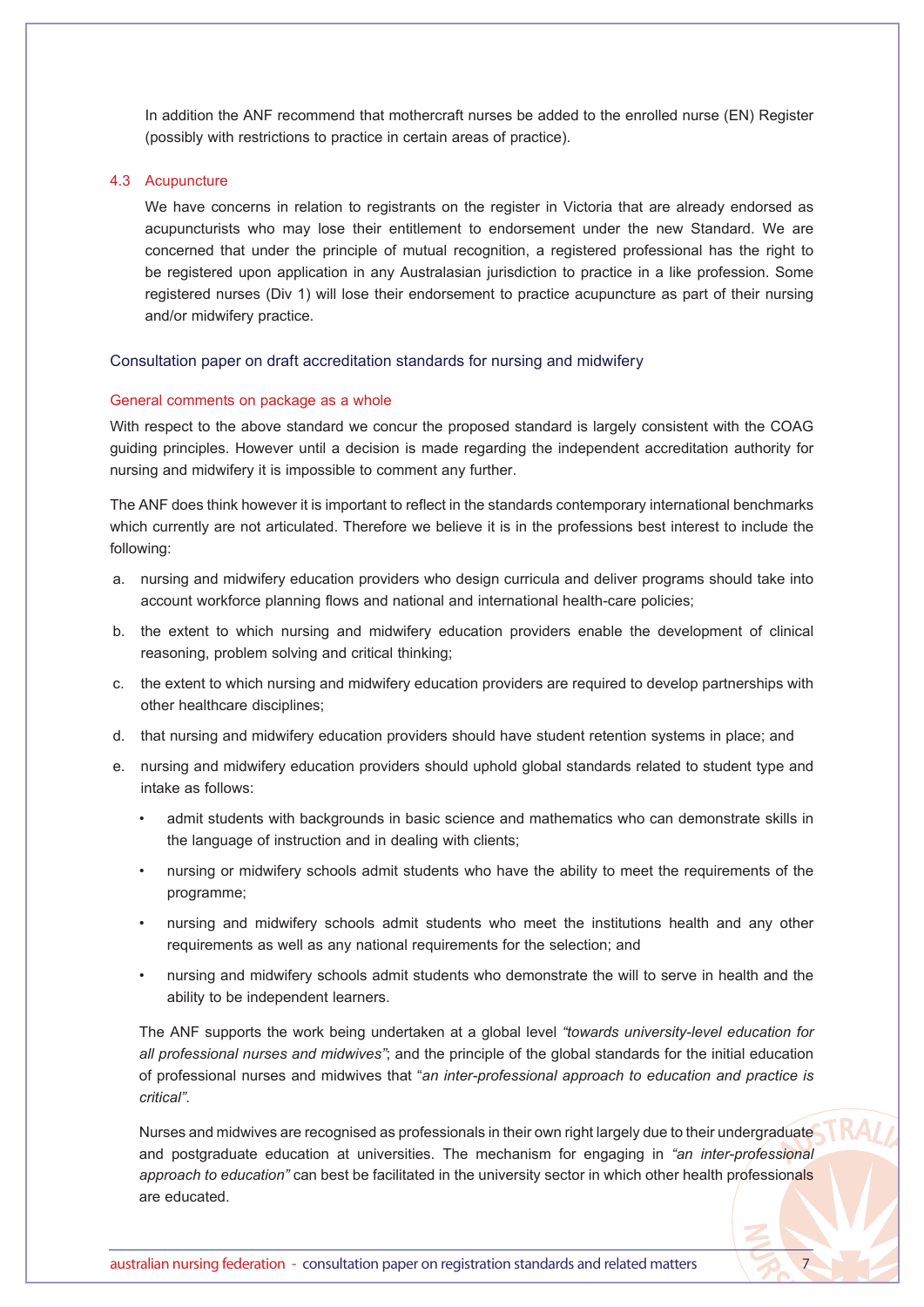In addition the ANF recommend that mothercraft nurses be added to the enrolled nurse (EN) Register (possibly with restrictions to practice in certain areas of practice).

### 4.3 Acupuncture

We have concerns in relation to registrants on the register in Victoria that are already endorsed as acupuncturists who may lose their entitlement to endorsement under the new Standard. We are concerned that under the principle of mutual recognition, a registered professional has the right to be registered upon application in any Australasian jurisdiction to practice in a like profession. Some registered nurses (Div 1) will lose their endorsement to practice acupuncture as part of their nursing and/or midwifery practice.

## Consultation paper on draft accreditation standards for nursing and midwifery

### General comments on package as a whole

With respect to the above standard we concur the proposed standard is largely consistent with the COAG guiding principles. However until a decision is made regarding the independent accreditation authority for nursing and midwifery it is impossible to comment any further.

The ANF does think however it is important to reflect in the standards contemporary international benchmarks which currently are not articulated. Therefore we believe it is in the professions best interest to include the following:

a. nursing and midwifery education providers who design curricula and deliver programs should take into account workforce planning flows and national and international health-care policies;

b. the extent to which nursing and midwifery education providers enable the development of clinical reasoning, problem solving and critical thinking;

c. the extent to which nursing and midwifery education providers are required to develop partnerships with other healthcare disciplines;

d. that nursing and midwifery education providers should have student retention systems in place; and

e. nursing and midwifery education providers should uphold global standards related to student type and intake as follows:

   - admit students with backgrounds in basic science and mathematics who can demonstrate skills in the language of instruction and in dealing with clients;
   - nursing or midwifery schools admit students who have the ability to meet the requirements of the programme;
   - nursing and midwifery schools admit students who meet the institutions health and any other requirements as well as any national requirements for the selection; and
   - nursing and midwifery schools admit students who demonstrate the will to serve in health and the ability to be independent learners.

The ANF supports the work being undertaken at a global level *"towards university-level education for all professional nurses and midwives"*; and the principle of the global standards for the initial education of professional nurses and midwives that "*an inter-professional approach to education and practice is critical"*.

Nurses and midwives are recognised as professionals in their own right largely due to their undergraduate and postgraduate education at universities. The mechanism for engaging in *"an inter-professional approach to education"* can best be facilitated in the university sector in which other health professionals are educated.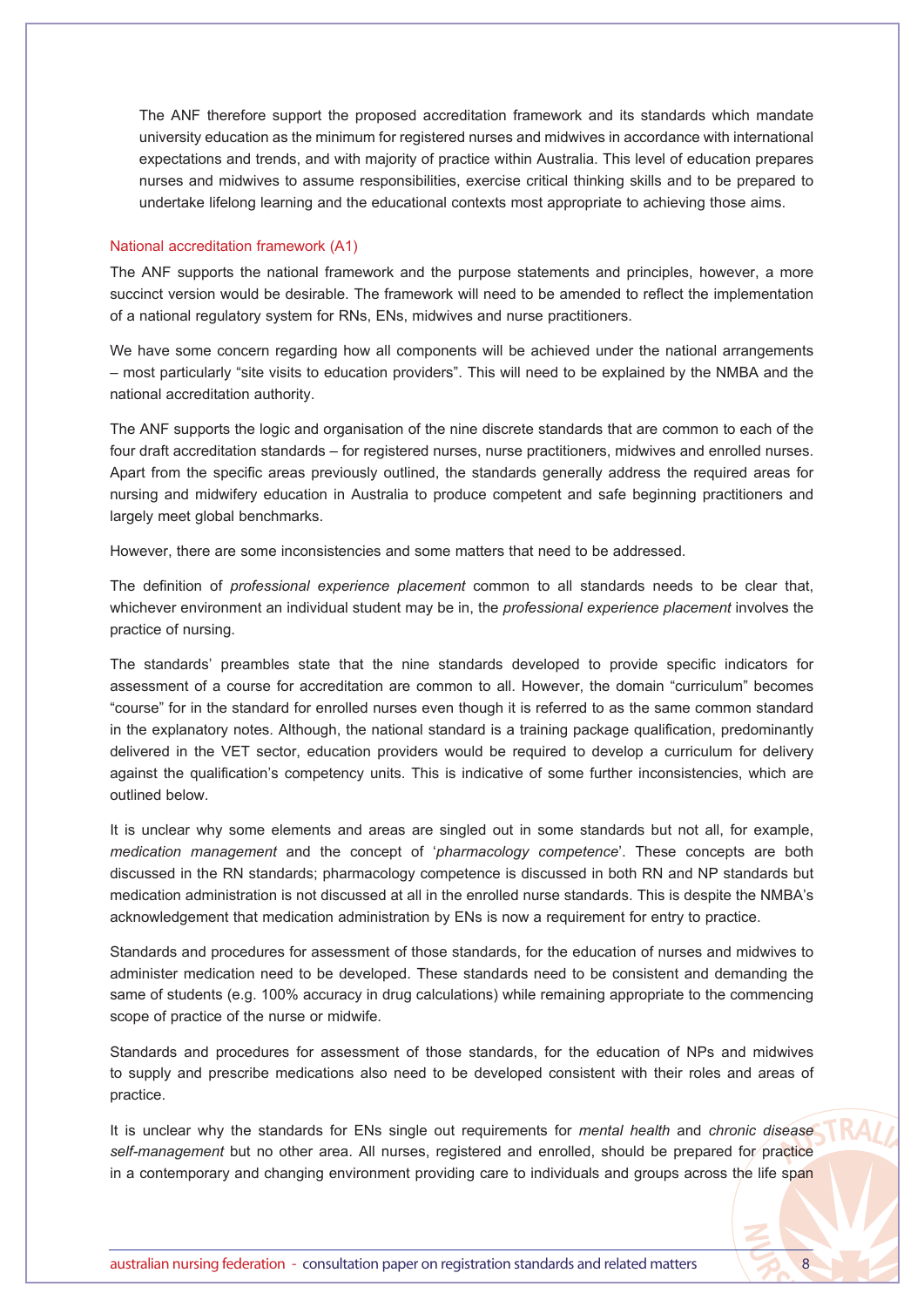The ANF therefore support the proposed accreditation framework and its standards which mandate university education as the minimum for registered nurses and midwives in accordance with international expectations and trends, and with majority of practice within Australia. This level of education prepares nurses and midwives to assume responsibilities, exercise critical thinking skills and to be prepared to undertake lifelong learning and the educational contexts most appropriate to achieving those aims.

### National accreditation framework (A1)

The ANF supports the national framework and the purpose statements and principles, however, a more succinct version would be desirable. The framework will need to be amended to reflect the implementation of a national regulatory system for RNs, ENs, midwives and nurse practitioners.

We have some concern regarding how all components will be achieved under the national arrangements – most particularly "site visits to education providers". This will need to be explained by the NMBA and the national accreditation authority.

The ANF supports the logic and organisation of the nine discrete standards that are common to each of the four draft accreditation standards – for registered nurses, nurse practitioners, midwives and enrolled nurses. Apart from the specific areas previously outlined, the standards generally address the required areas for nursing and midwifery education in Australia to produce competent and safe beginning practitioners and largely meet global benchmarks.

However, there are some inconsistencies and some matters that need to be addressed.

The definition of *professional experience placement* common to all standards needs to be clear that, whichever environment an individual student may be in, the *professional experience placement* involves the practice of nursing.

The standards' preambles state that the nine standards developed to provide specific indicators for assessment of a course for accreditation are common to all. However, the domain "curriculum" becomes "course" for in the standard for enrolled nurses even though it is referred to as the same common standard in the explanatory notes. Although, the national standard is a training package qualification, predominantly delivered in the VET sector, education providers would be required to develop a curriculum for delivery against the qualification's competency units. This is indicative of some further inconsistencies, which are outlined below.

It is unclear why some elements and areas are singled out in some standards but not all, for example, *medication management* and the concept of '*pharmacology competence*'. These concepts are both discussed in the RN standards; pharmacology competence is discussed in both RN and NP standards but medication administration is not discussed at all in the enrolled nurse standards. This is despite the NMBA's acknowledgement that medication administration by ENs is now a requirement for entry to practice.

Standards and procedures for assessment of those standards, for the education of nurses and midwives to administer medication need to be developed. These standards need to be consistent and demanding the same of students (e.g. 100% accuracy in drug calculations) while remaining appropriate to the commencing scope of practice of the nurse or midwife.

Standards and procedures for assessment of those standards, for the education of NPs and midwives to supply and prescribe medications also need to be developed consistent with their roles and areas of practice.

It is unclear why the standards for ENs single out requirements for *mental health* and *chronic disease self-management* but no other area. All nurses, registered and enrolled, should be prepared for practice in a contemporary and changing environment providing care to individuals and groups across the life span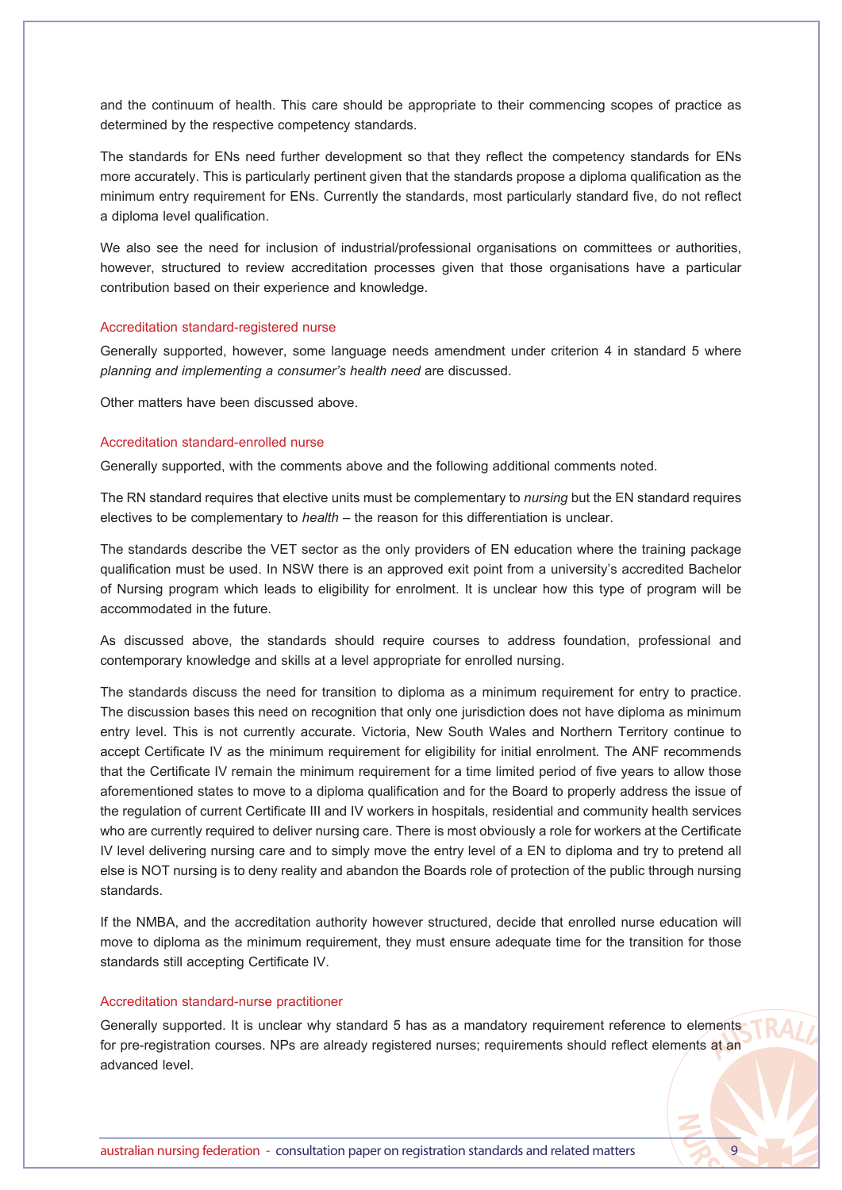and the continuum of health. This care should be appropriate to their commencing scopes of practice as determined by the respective competency standards.

The standards for ENs need further development so that they reflect the competency standards for ENs more accurately. This is particularly pertinent given that the standards propose a diploma qualification as the minimum entry requirement for ENs. Currently the standards, most particularly standard five, do not reflect a diploma level qualification.

We also see the need for inclusion of industrial/professional organisations on committees or authorities, however, structured to review accreditation processes given that those organisations have a particular contribution based on their experience and knowledge.

### Accreditation standard-registered nurse

Generally supported, however, some language needs amendment under criterion 4 in standard 5 where *planning and implementing a consumer's health need* are discussed.

Other matters have been discussed above.

### Accreditation standard-enrolled nurse

Generally supported, with the comments above and the following additional comments noted.

The RN standard requires that elective units must be complementary to *nursing* but the EN standard requires electives to be complementary to *health* – the reason for this differentiation is unclear.

The standards describe the VET sector as the only providers of EN education where the training package qualification must be used. In NSW there is an approved exit point from a university's accredited Bachelor of Nursing program which leads to eligibility for enrolment. It is unclear how this type of program will be accommodated in the future.

As discussed above, the standards should require courses to address foundation, professional and contemporary knowledge and skills at a level appropriate for enrolled nursing.

The standards discuss the need for transition to diploma as a minimum requirement for entry to practice. The discussion bases this need on recognition that only one jurisdiction does not have diploma as minimum entry level. This is not currently accurate. Victoria, New South Wales and Northern Territory continue to accept Certificate IV as the minimum requirement for eligibility for initial enrolment. The ANF recommends that the Certificate IV remain the minimum requirement for a time limited period of five years to allow those aforementioned states to move to a diploma qualification and for the Board to properly address the issue of the regulation of current Certificate III and IV workers in hospitals, residential and community health services who are currently required to deliver nursing care. There is most obviously a role for workers at the Certificate IV level delivering nursing care and to simply move the entry level of a EN to diploma and try to pretend all else is NOT nursing is to deny reality and abandon the Boards role of protection of the public through nursing standards.

If the NMBA, and the accreditation authority however structured, decide that enrolled nurse education will move to diploma as the minimum requirement, they must ensure adequate time for the transition for those standards still accepting Certificate IV.

### Accreditation standard-nurse practitioner

Generally supported. It is unclear why standard 5 has as a mandatory requirement reference to elements for pre-registration courses. NPs are already registered nurses; requirements should reflect elements at an advanced level.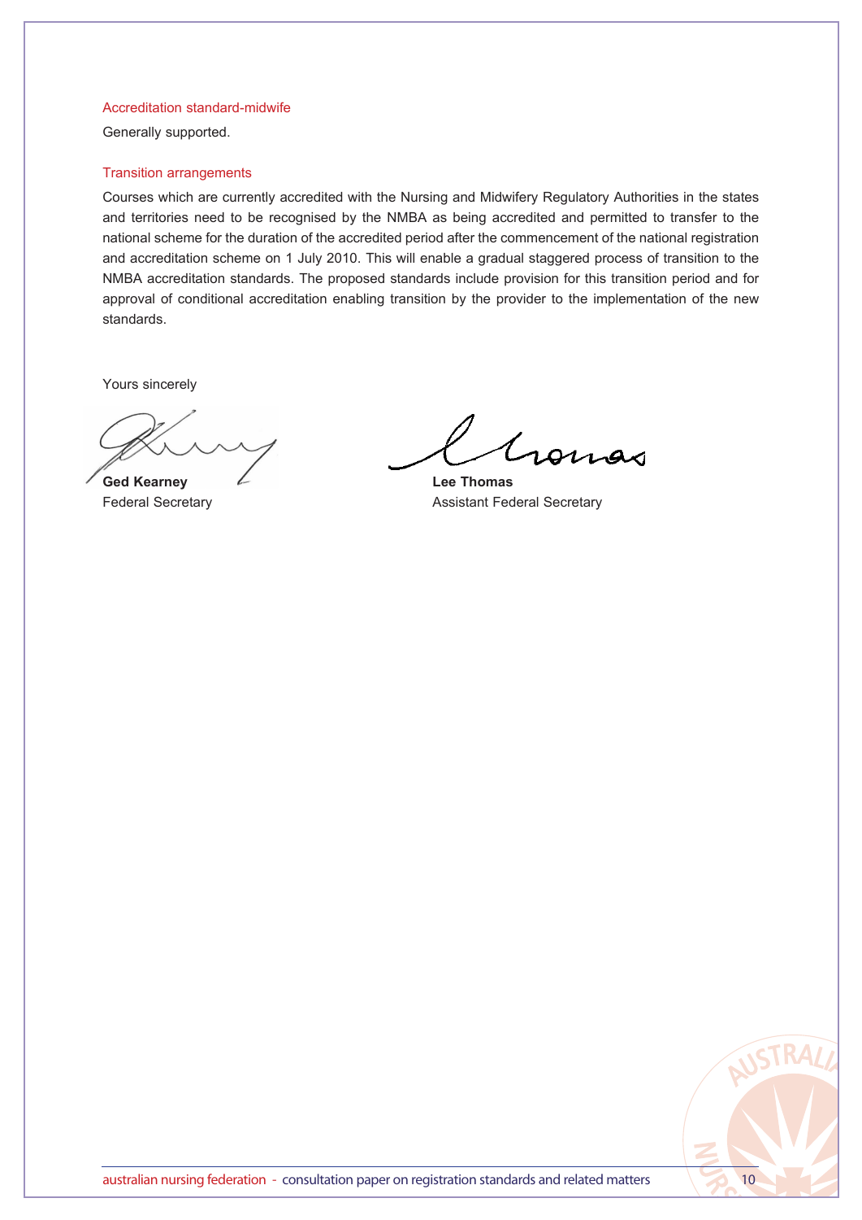### Accreditation standard-midwife

Generally supported.

### Transition arrangements

Courses which are currently accredited with the Nursing and Midwifery Regulatory Authorities in the states and territories need to be recognised by the NMBA as being accredited and permitted to transfer to the national scheme for the duration of the accredited period after the commencement of the national registration and accreditation scheme on 1 July 2010. This will enable a gradual staggered process of transition to the NMBA accreditation standards. The proposed standards include provision for this transition period and for approval of conditional accreditation enabling transition by the provider to the implementation of the new standards.

Yours sincerely

**Ged Kearney**
Federal Secretary

**Lee Thomas**
Assistant Federal Secretary